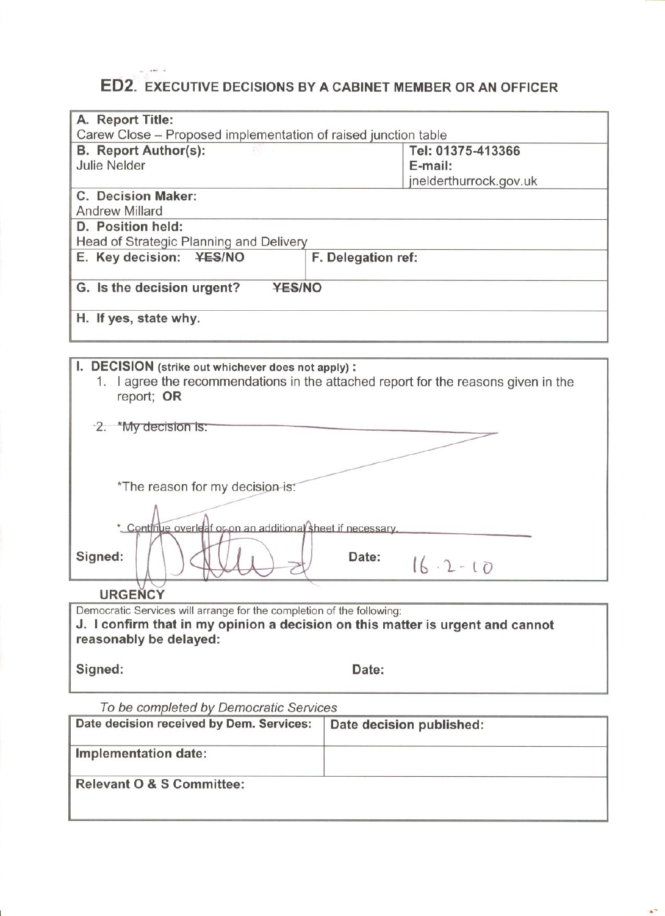# ED2. EXECUTIVE DECISIONS BY A CABINET MEMBER OR AN OFFICER

| | |
|---|---|
| **A. Report Title:** Carew Close – Proposed implementation of raised junction table | |
| **B. Report Author(s):** Julie Nelder | **Tel: 01375-413366** **E-mail:** jnelderthurrock.gov.uk |
| **C. Decision Maker:** Andrew Millard | |
| **D. Position held:** Head of Strategic Planning and Delivery | |
| **E. Key decision:** ~~YES~~/NO | **F. Delegation ref:** |
| **G. Is the decision urgent?** ~~YES~~/NO | |
| **H. If yes, state why.** | |

**I. DECISION** (strike out whichever does not apply) **:**

1. I agree the recommendations in the attached report for the reasons given in the report; **OR**

~~2. *My decision is:~~

~~*The reason for my decision is:~~

~~* Continue overleaf or on an additional sheet if necessary.~~

**Signed:** [signature] **Date:** 16-2-10

**URGENCY**

Democratic Services will arrange for the completion of the following:

**J. I confirm that in my opinion a decision on this matter is urgent and cannot reasonably be delayed:**

**Signed:** **Date:**

*To be completed by Democratic Services*

| | |
|---|---|
| **Date decision received by Dem. Services:** | **Date decision published:** |
| **Implementation date:** | |
| **Relevant O & S Committee:** | |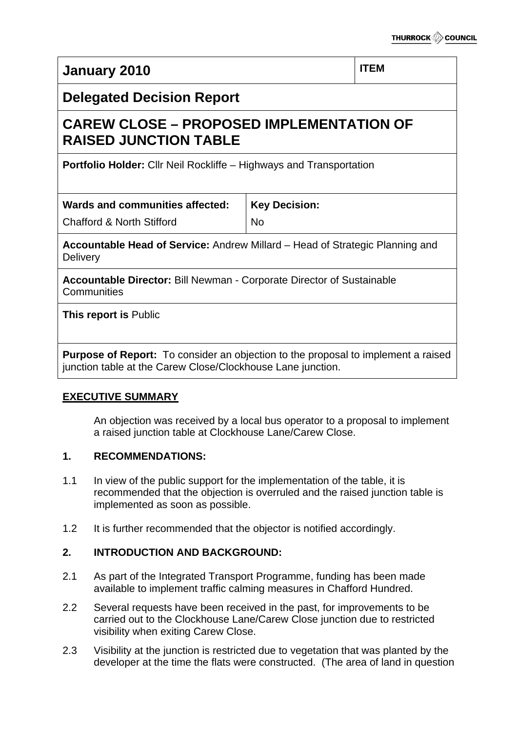| January 2010 | ITEM |
|---|---|
| **Delegated Decision Report** | |
| **CAREW CLOSE – PROPOSED IMPLEMENTATION OF RAISED JUNCTION TABLE** | |
| **Portfolio Holder:** Cllr Neil Rockliffe – Highways and Transportation | |
| **Wards and communities affected:** Chafford & North Stifford | **Key Decision:** No |
| **Accountable Head of Service:** Andrew Millard – Head of Strategic Planning and Delivery | |
| **Accountable Director:** Bill Newman - Corporate Director of Sustainable Communities | |
| **This report is** Public | |
| **Purpose of Report:** To consider an objection to the proposal to implement a raised junction table at the Carew Close/Clockhouse Lane junction. | |

## EXECUTIVE SUMMARY

An objection was received by a local bus operator to a proposal to implement a raised junction table at Clockhouse Lane/Carew Close.

## 1. RECOMMENDATIONS:

1.1 In view of the public support for the implementation of the table, it is recommended that the objection is overruled and the raised junction table is implemented as soon as possible.

1.2 It is further recommended that the objector is notified accordingly.

## 2. INTRODUCTION AND BACKGROUND:

2.1 As part of the Integrated Transport Programme, funding has been made available to implement traffic calming measures in Chafford Hundred.

2.2 Several requests have been received in the past, for improvements to be carried out to the Clockhouse Lane/Carew Close junction due to restricted visibility when exiting Carew Close.

2.3 Visibility at the junction is restricted due to vegetation that was planted by the developer at the time the flats were constructed. (The area of land in question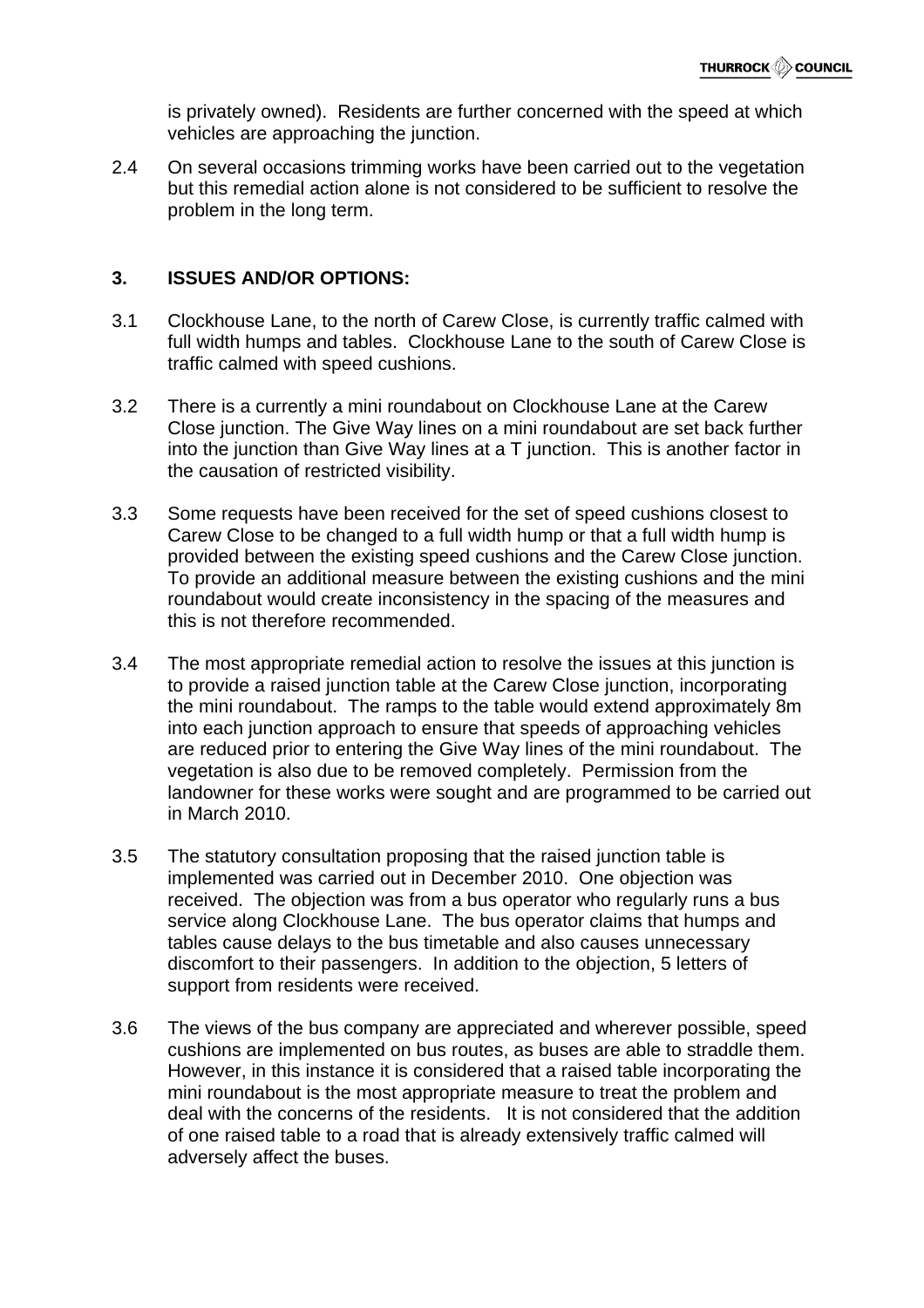is privately owned). Residents are further concerned with the speed at which vehicles are approaching the junction.

2.4 On several occasions trimming works have been carried out to the vegetation but this remedial action alone is not considered to be sufficient to resolve the problem in the long term.

## 3. ISSUES AND/OR OPTIONS:

3.1 Clockhouse Lane, to the north of Carew Close, is currently traffic calmed with full width humps and tables. Clockhouse Lane to the south of Carew Close is traffic calmed with speed cushions.

3.2 There is a currently a mini roundabout on Clockhouse Lane at the Carew Close junction. The Give Way lines on a mini roundabout are set back further into the junction than Give Way lines at a T junction. This is another factor in the causation of restricted visibility.

3.3 Some requests have been received for the set of speed cushions closest to Carew Close to be changed to a full width hump or that a full width hump is provided between the existing speed cushions and the Carew Close junction. To provide an additional measure between the existing cushions and the mini roundabout would create inconsistency in the spacing of the measures and this is not therefore recommended.

3.4 The most appropriate remedial action to resolve the issues at this junction is to provide a raised junction table at the Carew Close junction, incorporating the mini roundabout. The ramps to the table would extend approximately 8m into each junction approach to ensure that speeds of approaching vehicles are reduced prior to entering the Give Way lines of the mini roundabout. The vegetation is also due to be removed completely. Permission from the landowner for these works were sought and are programmed to be carried out in March 2010.

3.5 The statutory consultation proposing that the raised junction table is implemented was carried out in December 2010. One objection was received. The objection was from a bus operator who regularly runs a bus service along Clockhouse Lane. The bus operator claims that humps and tables cause delays to the bus timetable and also causes unnecessary discomfort to their passengers. In addition to the objection, 5 letters of support from residents were received.

3.6 The views of the bus company are appreciated and wherever possible, speed cushions are implemented on bus routes, as buses are able to straddle them. However, in this instance it is considered that a raised table incorporating the mini roundabout is the most appropriate measure to treat the problem and deal with the concerns of the residents. It is not considered that the addition of one raised table to a road that is already extensively traffic calmed will adversely affect the buses.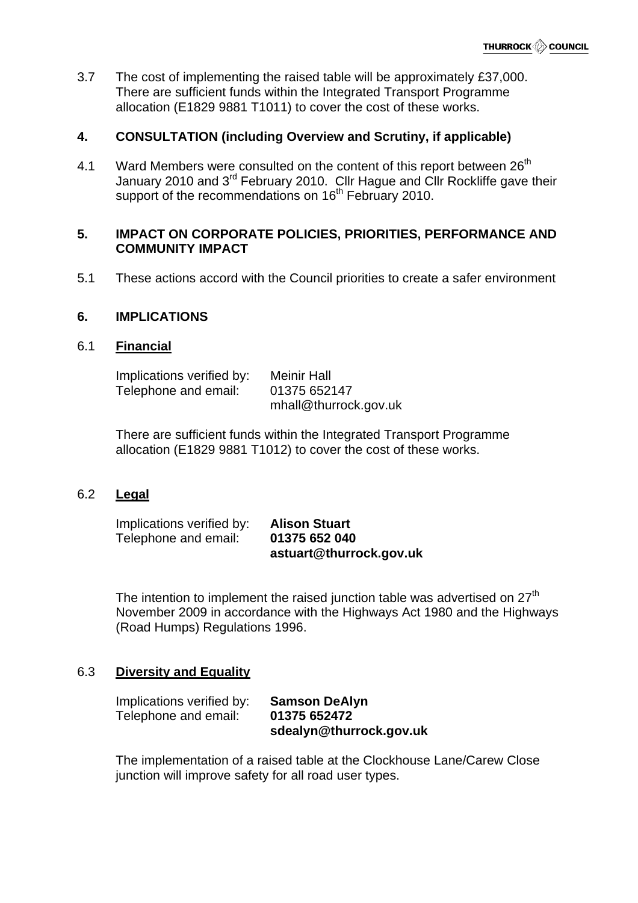3.7 The cost of implementing the raised table will be approximately £37,000. There are sufficient funds within the Integrated Transport Programme allocation (E1829 9881 T1011) to cover the cost of these works.

## 4. CONSULTATION (including Overview and Scrutiny, if applicable)

4.1 Ward Members were consulted on the content of this report between 26th January 2010 and 3rd February 2010. Cllr Hague and Cllr Rockliffe gave their support of the recommendations on 16th February 2010.

## 5. IMPACT ON CORPORATE POLICIES, PRIORITIES, PERFORMANCE AND COMMUNITY IMPACT

5.1 These actions accord with the Council priorities to create a safer environment

## 6. IMPLICATIONS

### 6.1 Financial

Implications verified by: Meinir Hall
Telephone and email: 01375 652147
mhall@thurrock.gov.uk

There are sufficient funds within the Integrated Transport Programme allocation (E1829 9881 T1012) to cover the cost of these works.

### 6.2 Legal

Implications verified by: **Alison Stuart**
Telephone and email: **01375 652 040**
**astuart@thurrock.gov.uk**

The intention to implement the raised junction table was advertised on 27th November 2009 in accordance with the Highways Act 1980 and the Highways (Road Humps) Regulations 1996.

### 6.3 Diversity and Equality

Implications verified by: **Samson DeAlyn**
Telephone and email: **01375 652472**
**sdealyn@thurrock.gov.uk**

The implementation of a raised table at the Clockhouse Lane/Carew Close junction will improve safety for all road user types.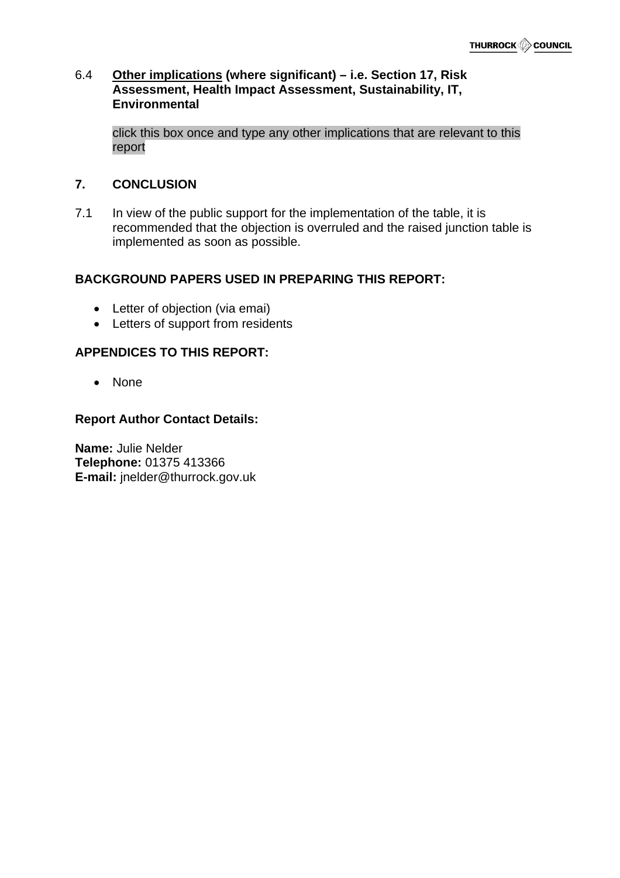6.4 **Other implications (where significant) – i.e. Section 17, Risk Assessment, Health Impact Assessment, Sustainability, IT, Environmental**

click this box once and type any other implications that are relevant to this report

## 7. CONCLUSION

7.1 In view of the public support for the implementation of the table, it is recommended that the objection is overruled and the raised junction table is implemented as soon as possible.

**BACKGROUND PAPERS USED IN PREPARING THIS REPORT:**

- Letter of objection (via emai)
- Letters of support from residents

**APPENDICES TO THIS REPORT:**

- None

**Report Author Contact Details:**

**Name:** Julie Nelder
**Telephone:** 01375 413366
**E-mail:** jnelder@thurrock.gov.uk